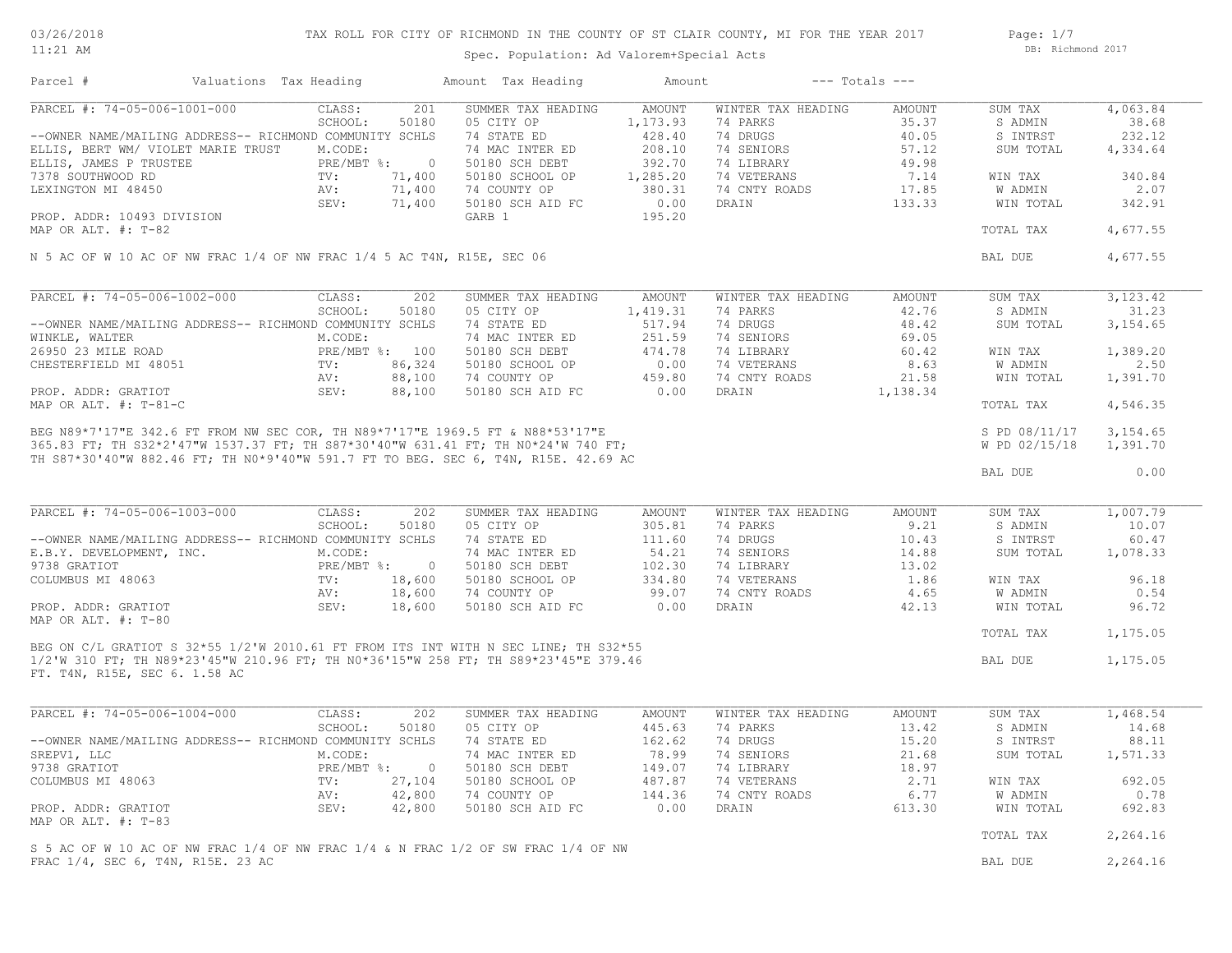03/26/2018
11:21 AM

TAX ROLL FOR CITY OF RICHMOND IN THE COUNTY OF ST CLAIR COUNTY, MI FOR THE YEAR 2017

Spec. Population: Ad Valorem+Special Acts

DB: Richmond 2017

| Parcel # | Valuations | Tax Heading | Amount | Tax Heading | Amount | --- Totals --- | |
|---|---|---|---|---|---|---|---|

---

**PARCEL #: 74-05-006-1001-000**

CLASS: 201 | SCHOOL: 50180 | M.CODE: | PRE/MBT %: 0 | TV: 71,400 | AV: 71,400 | SEV: 71,400

--OWNER NAME/MAILING ADDRESS-- RICHMOND COMMUNITY SCHLS
ELLIS, BERT WM/ VIOLET MARIE TRUST
ELLIS, JAMES P TRUSTEE
7378 SOUTHWOOD RD
LEXINGTON MI 48450

PROP. ADDR: 10493 DIVISION
MAP OR ALT. #: T-82

| SUMMER TAX HEADING | AMOUNT | WINTER TAX HEADING | AMOUNT | TOTALS | |
|---|---|---|---|---|---|
| 05 CITY OP | 1,173.93 | 74 PARKS | 35.37 | SUM TAX | 4,063.84 |
| 74 STATE ED | 428.40 | 74 DRUGS | 40.05 | S ADMIN | 38.68 |
| 74 MAC INTER ED | 208.10 | 74 SENIORS | 57.12 | S INTRST | 232.12 |
| 50180 SCH DEBT | 392.70 | 74 LIBRARY | 49.98 | SUM TOTAL | 4,334.64 |
| 50180 SCHOOL OP | 1,285.20 | 74 VETERANS | 7.14 | WIN TAX | 340.84 |
| 74 COUNTY OP | 380.31 | 74 CNTY ROADS | 17.85 | W ADMIN | 2.07 |
| 50180 SCH AID FC | 0.00 | DRAIN | 133.33 | WIN TOTAL | 342.91 |
| GARB 1 | 195.20 | | | | |
| | | | | TOTAL TAX | 4,677.55 |
| | | | | BAL DUE | 4,677.55 |

N 5 AC OF W 10 AC OF NW FRAC 1/4 OF NW FRAC 1/4 5 AC T4N, R15E, SEC 06

---

**PARCEL #: 74-05-006-1002-000**

CLASS: 202 | SCHOOL: 50180 | M.CODE: | PRE/MBT %: 100 | TV: 86,324 | AV: 88,100 | SEV: 88,100

--OWNER NAME/MAILING ADDRESS-- RICHMOND COMMUNITY SCHLS
WINKLE, WALTER
26950 23 MILE ROAD
CHESTERFIELD MI 48051

PROP. ADDR: GRATIOT
MAP OR ALT. #: T-81-C

| SUMMER TAX HEADING | AMOUNT | WINTER TAX HEADING | AMOUNT | TOTALS | |
|---|---|---|---|---|---|
| 05 CITY OP | 1,419.31 | 74 PARKS | 42.76 | SUM TAX | 3,123.42 |
| 74 STATE ED | 517.94 | 74 DRUGS | 48.42 | S ADMIN | 31.23 |
| 74 MAC INTER ED | 251.59 | 74 SENIORS | 69.05 | SUM TOTAL | 3,154.65 |
| 50180 SCH DEBT | 474.78 | 74 LIBRARY | 60.42 | WIN TAX | 1,389.20 |
| 50180 SCHOOL OP | 0.00 | 74 VETERANS | 8.63 | W ADMIN | 2.50 |
| 74 COUNTY OP | 459.80 | 74 CNTY ROADS | 21.58 | WIN TOTAL | 1,391.70 |
| 50180 SCH AID FC | 0.00 | DRAIN | 1,138.34 | | |
| | | | | TOTAL TAX | 4,546.35 |
| | | | | S PD 08/11/17 | 3,154.65 |
| | | | | W PD 02/15/18 | 1,391.70 |
| | | | | BAL DUE | 0.00 |

BEG N89*7'17"E 342.6 FT FROM NW SEC COR, TH N89*7'17"E 1969.5 FT & N88*53'17"E 365.83 FT; TH S32*2'47"W 1537.37 FT; TH S87*30'40"W 631.41 FT; TH N0*24'W 740 FT; TH S87*30'40"W 882.46 FT; TH N0*9'40"W 591.7 FT TO BEG. SEC 6, T4N, R15E. 42.69 AC

---

**PARCEL #: 74-05-006-1003-000**

CLASS: 202 | SCHOOL: 50180 | M.CODE: | PRE/MBT %: 0 | TV: 18,600 | AV: 18,600 | SEV: 18,600

--OWNER NAME/MAILING ADDRESS-- RICHMOND COMMUNITY SCHLS
E.B.Y. DEVELOPMENT, INC.
9738 GRATIOT
COLUMBUS MI 48063

PROP. ADDR: GRATIOT
MAP OR ALT. #: T-80

| SUMMER TAX HEADING | AMOUNT | WINTER TAX HEADING | AMOUNT | TOTALS | |
|---|---|---|---|---|---|
| 05 CITY OP | 305.81 | 74 PARKS | 9.21 | SUM TAX | 1,007.79 |
| 74 STATE ED | 111.60 | 74 DRUGS | 10.43 | S ADMIN | 10.07 |
| 74 MAC INTER ED | 54.21 | 74 SENIORS | 14.88 | S INTRST | 60.47 |
| 50180 SCH DEBT | 102.30 | 74 LIBRARY | 13.02 | SUM TOTAL | 1,078.33 |
| 50180 SCHOOL OP | 334.80 | 74 VETERANS | 1.86 | WIN TAX | 96.18 |
| 74 COUNTY OP | 99.07 | 74 CNTY ROADS | 4.65 | W ADMIN | 0.54 |
| 50180 SCH AID FC | 0.00 | DRAIN | 42.13 | WIN TOTAL | 96.72 |
| | | | | TOTAL TAX | 1,175.05 |
| | | | | BAL DUE | 1,175.05 |

BEG ON C/L GRATIOT S 32*55 1/2'W 2010.61 FT FROM ITS INT WITH N SEC LINE; TH S32*55 1/2'W 310 FT; TH N89*23'45"W 210.96 FT; TH N0*36'15"W 258 FT; TH S89*23'45"E 379.46 FT. T4N, R15E, SEC 6. 1.58 AC

---

**PARCEL #: 74-05-006-1004-000**

CLASS: 202 | SCHOOL: 50180 | M.CODE: | PRE/MBT %: 0 | TV: 27,104 | AV: 42,800 | SEV: 42,800

--OWNER NAME/MAILING ADDRESS-- RICHMOND COMMUNITY SCHLS
SREPV1, LLC
9738 GRATIOT
COLUMBUS MI 48063

PROP. ADDR: GRATIOT
MAP OR ALT. #: T-83

| SUMMER TAX HEADING | AMOUNT | WINTER TAX HEADING | AMOUNT | TOTALS | |
|---|---|---|---|---|---|
| 05 CITY OP | 445.63 | 74 PARKS | 13.42 | SUM TAX | 1,468.54 |
| 74 STATE ED | 162.62 | 74 DRUGS | 15.20 | S ADMIN | 14.68 |
| 74 MAC INTER ED | 78.99 | 74 SENIORS | 21.68 | S INTRST | 88.11 |
| 50180 SCH DEBT | 149.07 | 74 LIBRARY | 18.97 | SUM TOTAL | 1,571.33 |
| 50180 SCHOOL OP | 487.87 | 74 VETERANS | 2.71 | WIN TAX | 692.05 |
| 74 COUNTY OP | 144.36 | 74 CNTY ROADS | 6.77 | W ADMIN | 0.78 |
| 50180 SCH AID FC | 0.00 | DRAIN | 613.30 | WIN TOTAL | 692.83 |
| | | | | TOTAL TAX | 2,264.16 |
| | | | | BAL DUE | 2,264.16 |

S 5 AC OF W 10 AC OF NW FRAC 1/4 OF NW FRAC 1/4 & N FRAC 1/2 OF SW FRAC 1/4 OF NW FRAC 1/4, SEC 6, T4N, R15E. 23 AC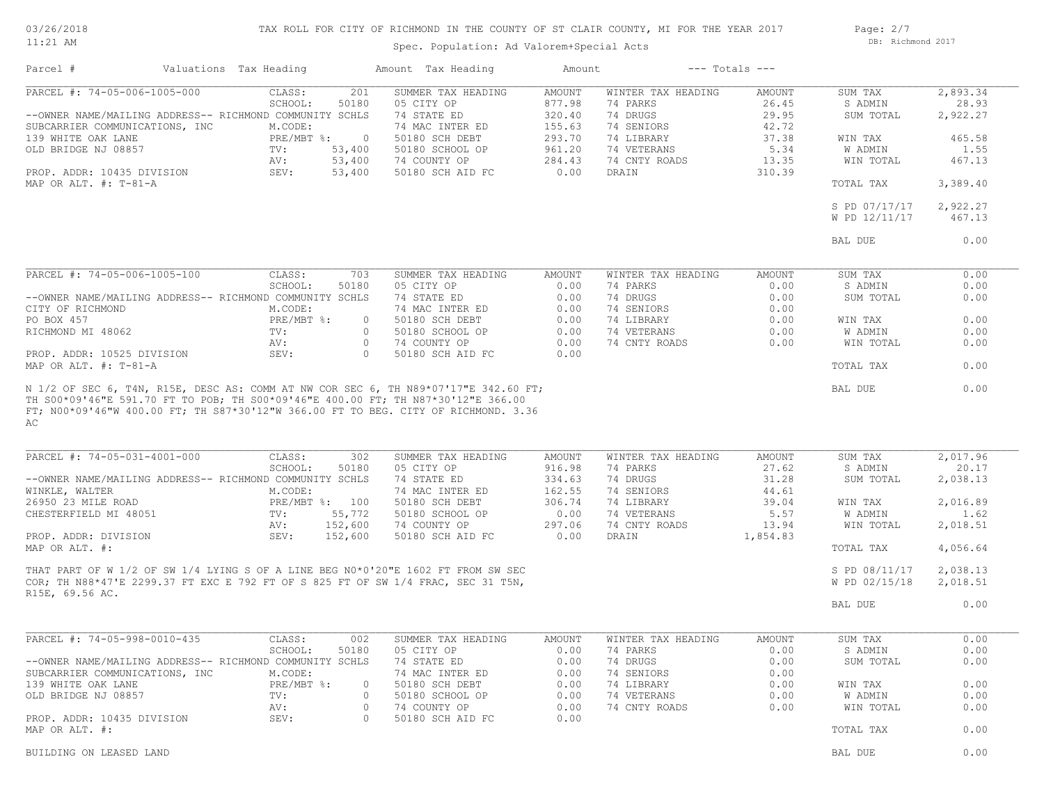TAX ROLL FOR CITY OF RICHMOND IN THE COUNTY OF ST CLAIR COUNTY, MI FOR THE YEAR 2017

Spec. Population: Ad Valorem+Special Acts

| Parcel # | Valuations | Tax Heading | Amount | Tax Heading | Amount | --- Totals --- | |
|---|---|---|---|---|---|---|---|

**PARCEL #: 74-05-006-1005-000**

| | | SUMMER TAX HEADING | AMOUNT | WINTER TAX HEADING | AMOUNT | | |
|---|---|---|---|---|---|---|---|
| CLASS: | 201 | | | | | SUM TAX | 2,893.34 |
| SCHOOL: | 50180 | 05 CITY OP | 877.98 | 74 PARKS | 26.45 | S ADMIN | 28.93 |
| --OWNER NAME/MAILING ADDRESS-- RICHMOND COMMUNITY SCHLS | | 74 STATE ED | 320.40 | 74 DRUGS | 29.95 | SUM TOTAL | 2,922.27 |
| SUBCARRIER COMMUNICATIONS, INC M.CODE: | | 74 MAC INTER ED | 155.63 | 74 SENIORS | 42.72 | | |
| 139 WHITE OAK LANE PRE/MBT %: | 0 | 50180 SCH DEBT | 293.70 | 74 LIBRARY | 37.38 | WIN TAX | 465.58 |
| OLD BRIDGE NJ 08857 TV: | 53,400 | 50180 SCHOOL OP | 961.20 | 74 VETERANS | 5.34 | W ADMIN | 1.55 |
| AV: | 53,400 | 74 COUNTY OP | 284.43 | 74 CNTY ROADS | 13.35 | WIN TOTAL | 467.13 |
| PROP. ADDR: 10435 DIVISION SEV: | 53,400 | 50180 SCH AID FC | 0.00 | DRAIN | 310.39 | | |
| MAP OR ALT. #: T-81-A | | | | | | TOTAL TAX | 3,389.40 |
| | | | | | | S PD 07/17/17 | 2,922.27 |
| | | | | | | W PD 12/11/17 | 467.13 |
| | | | | | | BAL DUE | 0.00 |

**PARCEL #: 74-05-006-1005-100**

| | | SUMMER TAX HEADING | AMOUNT | WINTER TAX HEADING | AMOUNT | | |
|---|---|---|---|---|---|---|---|
| CLASS: | 703 | | | | | SUM TAX | 0.00 |
| SCHOOL: | 50180 | 05 CITY OP | 0.00 | 74 PARKS | 0.00 | S ADMIN | 0.00 |
| --OWNER NAME/MAILING ADDRESS-- RICHMOND COMMUNITY SCHLS | | 74 STATE ED | 0.00 | 74 DRUGS | 0.00 | SUM TOTAL | 0.00 |
| CITY OF RICHMOND M.CODE: | | 74 MAC INTER ED | 0.00 | 74 SENIORS | 0.00 | | |
| PO BOX 457 PRE/MBT %: | 0 | 50180 SCH DEBT | 0.00 | 74 LIBRARY | 0.00 | WIN TAX | 0.00 |
| RICHMOND MI 48062 TV: | 0 | 50180 SCHOOL OP | 0.00 | 74 VETERANS | 0.00 | W ADMIN | 0.00 |
| AV: | 0 | 74 COUNTY OP | 0.00 | 74 CNTY ROADS | 0.00 | WIN TOTAL | 0.00 |
| PROP. ADDR: 10525 DIVISION SEV: | 0 | 50180 SCH AID FC | 0.00 | | | | |
| MAP OR ALT. #: T-81-A | | | | | | TOTAL TAX | 0.00 |
| | | | | | | BAL DUE | 0.00 |

N 1/2 OF SEC 6, T4N, R15E, DESC AS: COMM AT NW COR SEC 6, TH N89*07'17"E 342.60 FT; TH S00*09'46"E 591.70 FT TO POB; TH S00*09'46"E 400.00 FT; TH N87*30'12"E 366.00 FT; N00*09'46"W 400.00 FT; TH S87*30'12"W 366.00 FT TO BEG. CITY OF RICHMOND. 3.36 AC

**PARCEL #: 74-05-031-4001-000**

| | | SUMMER TAX HEADING | AMOUNT | WINTER TAX HEADING | AMOUNT | | |
|---|---|---|---|---|---|---|---|
| CLASS: | 302 | | | | | SUM TAX | 2,017.96 |
| SCHOOL: | 50180 | 05 CITY OP | 916.98 | 74 PARKS | 27.62 | S ADMIN | 20.17 |
| --OWNER NAME/MAILING ADDRESS-- RICHMOND COMMUNITY SCHLS | | 74 STATE ED | 334.63 | 74 DRUGS | 31.28 | SUM TOTAL | 2,038.13 |
| WINKLE, WALTER M.CODE: | | 74 MAC INTER ED | 162.55 | 74 SENIORS | 44.61 | | |
| 26950 23 MILE ROAD PRE/MBT %: | 100 | 50180 SCH DEBT | 306.74 | 74 LIBRARY | 39.04 | WIN TAX | 2,016.89 |
| CHESTERFIELD MI 48051 TV: | 55,772 | 50180 SCHOOL OP | 0.00 | 74 VETERANS | 5.57 | W ADMIN | 1.62 |
| AV: | 152,600 | 74 COUNTY OP | 297.06 | 74 CNTY ROADS | 13.94 | WIN TOTAL | 2,018.51 |
| PROP. ADDR: DIVISION SEV: | 152,600 | 50180 SCH AID FC | 0.00 | DRAIN | 1,854.83 | | |
| MAP OR ALT. #: | | | | | | TOTAL TAX | 4,056.64 |
| | | | | | | S PD 08/11/17 | 2,038.13 |
| | | | | | | W PD 02/15/18 | 2,018.51 |
| | | | | | | BAL DUE | 0.00 |

THAT PART OF W 1/2 OF SW 1/4 LYING S OF A LINE BEG N0*0'20"E 1602 FT FROM SW SEC COR; TH N88*47'E 2299.37 FT EXC E 792 FT OF S 825 FT OF SW 1/4 FRAC, SEC 31 T5N, R15E, 69.56 AC.

**PARCEL #: 74-05-998-0010-435**

| | | SUMMER TAX HEADING | AMOUNT | WINTER TAX HEADING | AMOUNT | | |
|---|---|---|---|---|---|---|---|
| CLASS: | 002 | | | | | SUM TAX | 0.00 |
| SCHOOL: | 50180 | 05 CITY OP | 0.00 | 74 PARKS | 0.00 | S ADMIN | 0.00 |
| --OWNER NAME/MAILING ADDRESS-- RICHMOND COMMUNITY SCHLS | | 74 STATE ED | 0.00 | 74 DRUGS | 0.00 | SUM TOTAL | 0.00 |
| SUBCARRIER COMMUNICATIONS, INC M.CODE: | | 74 MAC INTER ED | 0.00 | 74 SENIORS | 0.00 | | |
| 139 WHITE OAK LANE PRE/MBT %: | 0 | 50180 SCH DEBT | 0.00 | 74 LIBRARY | 0.00 | WIN TAX | 0.00 |
| OLD BRIDGE NJ 08857 TV: | 0 | 50180 SCHOOL OP | 0.00 | 74 VETERANS | 0.00 | W ADMIN | 0.00 |
| AV: | 0 | 74 COUNTY OP | 0.00 | 74 CNTY ROADS | 0.00 | WIN TOTAL | 0.00 |
| PROP. ADDR: 10435 DIVISION SEV: | 0 | 50180 SCH AID FC | 0.00 | | | | |
| MAP OR ALT. #: | | | | | | TOTAL TAX | 0.00 |
| | | | | | | BAL DUE | 0.00 |

BUILDING ON LEASED LAND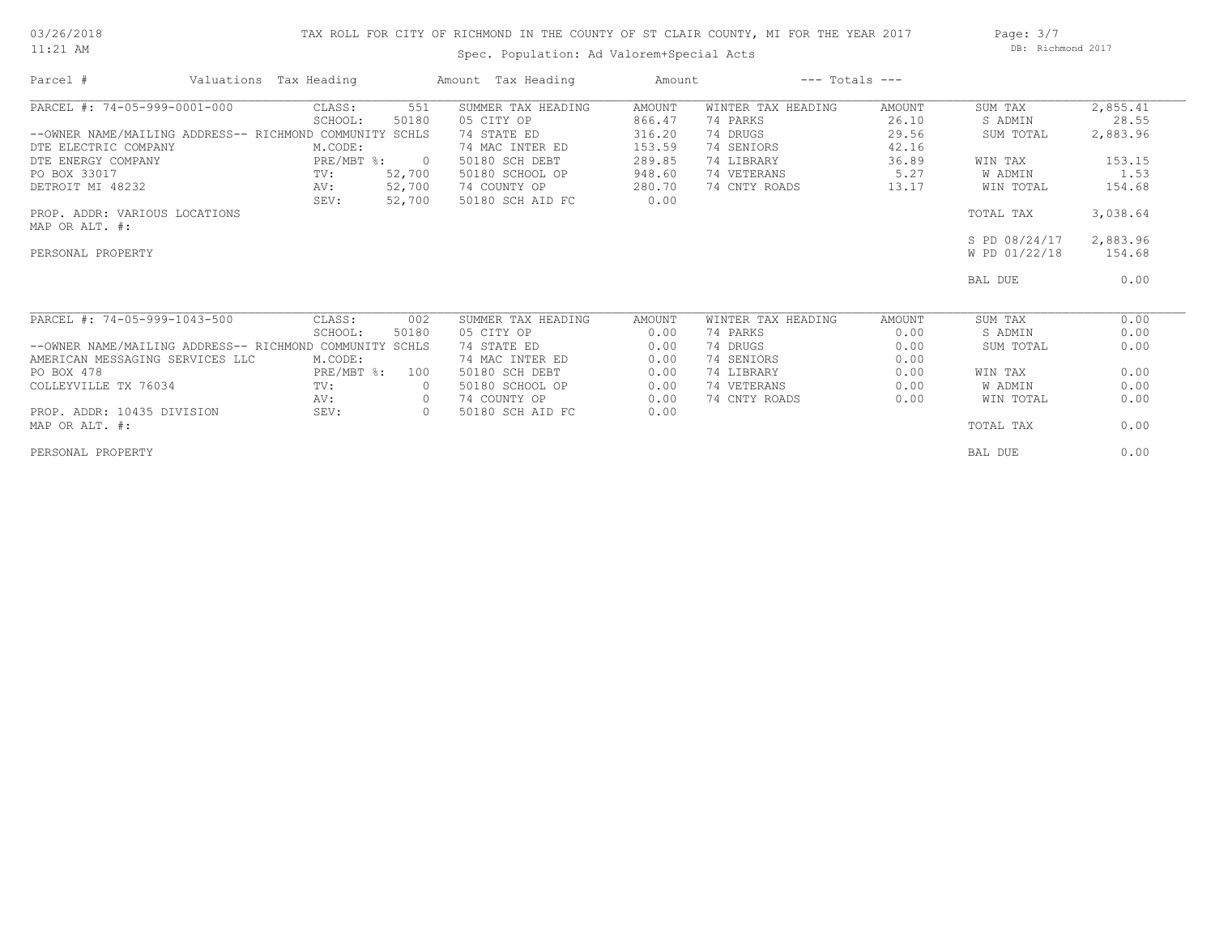# TAX ROLL FOR CITY OF RICHMOND IN THE COUNTY OF ST CLAIR COUNTY, MI FOR THE YEAR 2017

03/26/2018 11:21 AM

Spec. Population: Ad Valorem+Special Acts

DB: Richmond 2017

| Parcel # | Valuations | Tax Heading | Amount | Tax Heading | Amount | --- Totals --- | |
|---|---|---|---|---|---|---|---|
| PARCEL #: 74-05-999-0001-000 | CLASS: 551 | SUMMER TAX HEADING | AMOUNT | WINTER TAX HEADING | AMOUNT | SUM TAX | 2,855.41 |
| | SCHOOL: 50180 | 05 CITY OP | 866.47 | 74 PARKS | 26.10 | S ADMIN | 28.55 |
| --OWNER NAME/MAILING ADDRESS-- RICHMOND COMMUNITY SCHLS | | 74 STATE ED | 316.20 | 74 DRUGS | 29.56 | SUM TOTAL | 2,883.96 |
| DTE ELECTRIC COMPANY | M.CODE: | 74 MAC INTER ED | 153.59 | 74 SENIORS | 42.16 | | |
| DTE ENERGY COMPANY | PRE/MBT %: 0 | 50180 SCH DEBT | 289.85 | 74 LIBRARY | 36.89 | WIN TAX | 153.15 |
| PO BOX 33017 | TV: 52,700 | 50180 SCHOOL OP | 948.60 | 74 VETERANS | 5.27 | W ADMIN | 1.53 |
| DETROIT MI 48232 | AV: 52,700 | 74 COUNTY OP | 280.70 | 74 CNTY ROADS | 13.17 | WIN TOTAL | 154.68 |
| | SEV: 52,700 | 50180 SCH AID FC | 0.00 | | | | |
| PROP. ADDR: VARIOUS LOCATIONS | | | | | | TOTAL TAX | 3,038.64 |
| MAP OR ALT. #: | | | | | | | |
| | | | | | | S PD 08/24/17 | 2,883.96 |
| PERSONAL PROPERTY | | | | | | W PD 01/22/18 | 154.68 |
| | | | | | | BAL DUE | 0.00 |

| Parcel # | Valuations | Tax Heading | Amount | Tax Heading | Amount | --- Totals --- | |
|---|---|---|---|---|---|---|---|
| PARCEL #: 74-05-999-1043-500 | CLASS: 002 | SUMMER TAX HEADING | AMOUNT | WINTER TAX HEADING | AMOUNT | SUM TAX | 0.00 |
| | SCHOOL: 50180 | 05 CITY OP | 0.00 | 74 PARKS | 0.00 | S ADMIN | 0.00 |
| --OWNER NAME/MAILING ADDRESS-- RICHMOND COMMUNITY SCHLS | | 74 STATE ED | 0.00 | 74 DRUGS | 0.00 | SUM TOTAL | 0.00 |
| AMERICAN MESSAGING SERVICES LLC | M.CODE: | 74 MAC INTER ED | 0.00 | 74 SENIORS | 0.00 | | |
| PO BOX 478 | PRE/MBT %: 100 | 50180 SCH DEBT | 0.00 | 74 LIBRARY | 0.00 | WIN TAX | 0.00 |
| COLLEYVILLE TX 76034 | TV: 0 | 50180 SCHOOL OP | 0.00 | 74 VETERANS | 0.00 | W ADMIN | 0.00 |
| | AV: 0 | 74 COUNTY OP | 0.00 | 74 CNTY ROADS | 0.00 | WIN TOTAL | 0.00 |
| PROP. ADDR: 10435 DIVISION | SEV: 0 | 50180 SCH AID FC | 0.00 | | | | |
| MAP OR ALT. #: | | | | | | TOTAL TAX | 0.00 |
| PERSONAL PROPERTY | | | | | | BAL DUE | 0.00 |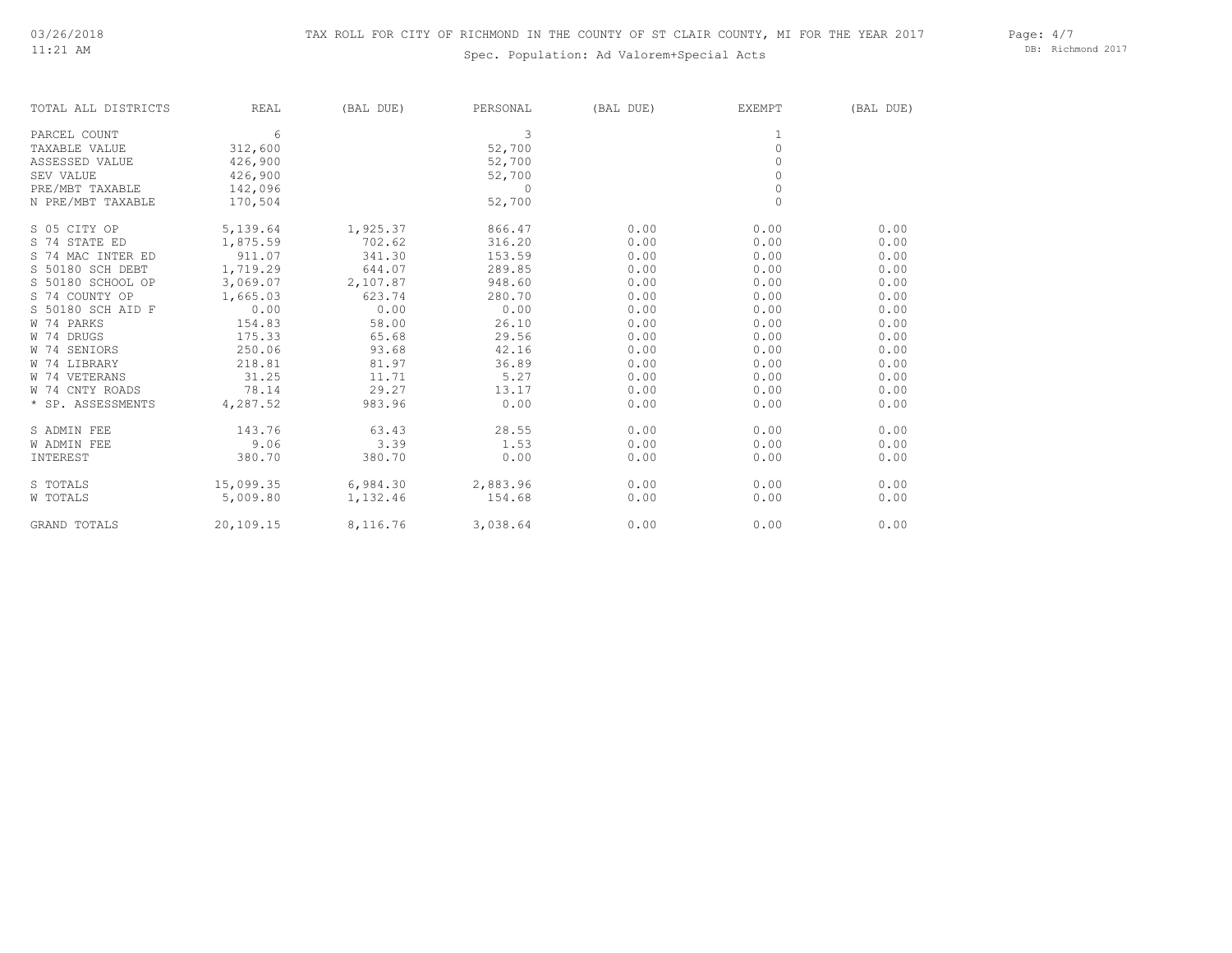03/26/2018
11:21 AM

# TAX ROLL FOR CITY OF RICHMOND IN THE COUNTY OF ST CLAIR COUNTY, MI FOR THE YEAR 2017

Spec. Population: Ad Valorem+Special Acts

DB: Richmond 2017

| TOTAL ALL DISTRICTS | REAL | (BAL DUE) | PERSONAL | (BAL DUE) | EXEMPT | (BAL DUE) |
|---|---|---|---|---|---|---|
| PARCEL COUNT | 6 | | 3 | | 1 | |
| TAXABLE VALUE | 312,600 | | 52,700 | | 0 | |
| ASSESSED VALUE | 426,900 | | 52,700 | | 0 | |
| SEV VALUE | 426,900 | | 52,700 | | 0 | |
| PRE/MBT TAXABLE | 142,096 | | 0 | | 0 | |
| N PRE/MBT TAXABLE | 170,504 | | 52,700 | | 0 | |
| S 05 CITY OP | 5,139.64 | 1,925.37 | 866.47 | 0.00 | 0.00 | 0.00 |
| S 74 STATE ED | 1,875.59 | 702.62 | 316.20 | 0.00 | 0.00 | 0.00 |
| S 74 MAC INTER ED | 911.07 | 341.30 | 153.59 | 0.00 | 0.00 | 0.00 |
| S 50180 SCH DEBT | 1,719.29 | 644.07 | 289.85 | 0.00 | 0.00 | 0.00 |
| S 50180 SCHOOL OP | 3,069.07 | 2,107.87 | 948.60 | 0.00 | 0.00 | 0.00 |
| S 74 COUNTY OP | 1,665.03 | 623.74 | 280.70 | 0.00 | 0.00 | 0.00 |
| S 50180 SCH AID F | 0.00 | 0.00 | 0.00 | 0.00 | 0.00 | 0.00 |
| W 74 PARKS | 154.83 | 58.00 | 26.10 | 0.00 | 0.00 | 0.00 |
| W 74 DRUGS | 175.33 | 65.68 | 29.56 | 0.00 | 0.00 | 0.00 |
| W 74 SENIORS | 250.06 | 93.68 | 42.16 | 0.00 | 0.00 | 0.00 |
| W 74 LIBRARY | 218.81 | 81.97 | 36.89 | 0.00 | 0.00 | 0.00 |
| W 74 VETERANS | 31.25 | 11.71 | 5.27 | 0.00 | 0.00 | 0.00 |
| W 74 CNTY ROADS | 78.14 | 29.27 | 13.17 | 0.00 | 0.00 | 0.00 |
| * SP. ASSESSMENTS | 4,287.52 | 983.96 | 0.00 | 0.00 | 0.00 | 0.00 |
| S ADMIN FEE | 143.76 | 63.43 | 28.55 | 0.00 | 0.00 | 0.00 |
| W ADMIN FEE | 9.06 | 3.39 | 1.53 | 0.00 | 0.00 | 0.00 |
| INTEREST | 380.70 | 380.70 | 0.00 | 0.00 | 0.00 | 0.00 |
| S TOTALS | 15,099.35 | 6,984.30 | 2,883.96 | 0.00 | 0.00 | 0.00 |
| W TOTALS | 5,009.80 | 1,132.46 | 154.68 | 0.00 | 0.00 | 0.00 |
| GRAND TOTALS | 20,109.15 | 8,116.76 | 3,038.64 | 0.00 | 0.00 | 0.00 |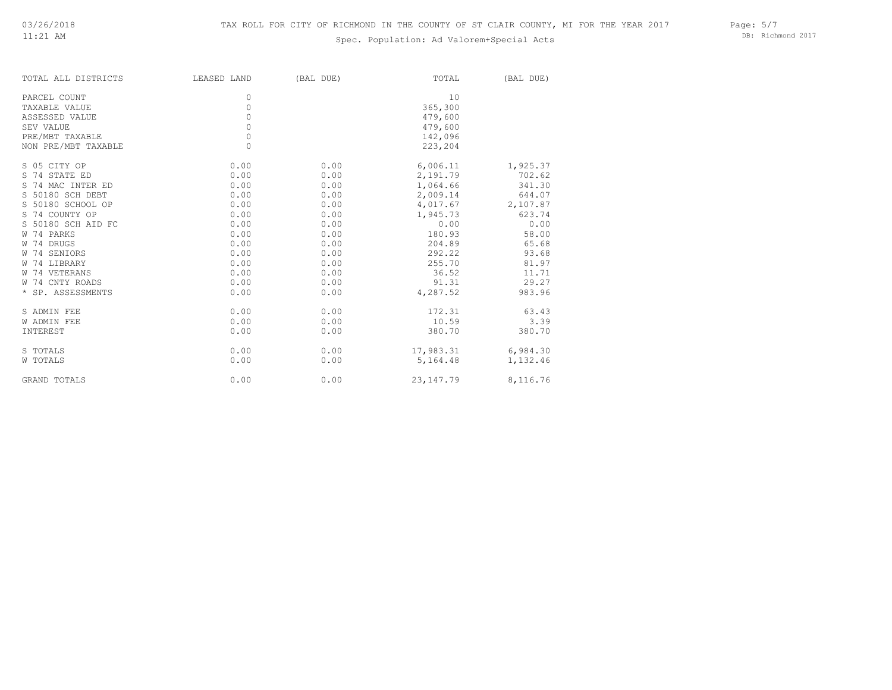# TAX ROLL FOR CITY OF RICHMOND IN THE COUNTY OF ST CLAIR COUNTY, MI FOR THE YEAR 2017

Spec. Population: Ad Valorem+Special Acts

| TOTAL ALL DISTRICTS | LEASED LAND | (BAL DUE) | TOTAL | (BAL DUE) |
|---|---|---|---|---|
| PARCEL COUNT | 0 | | 10 | |
| TAXABLE VALUE | 0 | | 365,300 | |
| ASSESSED VALUE | 0 | | 479,600 | |
| SEV VALUE | 0 | | 479,600 | |
| PRE/MBT TAXABLE | 0 | | 142,096 | |
| NON PRE/MBT TAXABLE | 0 | | 223,204 | |
| S 05 CITY OP | 0.00 | 0.00 | 6,006.11 | 1,925.37 |
| S 74 STATE ED | 0.00 | 0.00 | 2,191.79 | 702.62 |
| S 74 MAC INTER ED | 0.00 | 0.00 | 1,064.66 | 341.30 |
| S 50180 SCH DEBT | 0.00 | 0.00 | 2,009.14 | 644.07 |
| S 50180 SCHOOL OP | 0.00 | 0.00 | 4,017.67 | 2,107.87 |
| S 74 COUNTY OP | 0.00 | 0.00 | 1,945.73 | 623.74 |
| S 50180 SCH AID FC | 0.00 | 0.00 | 0.00 | 0.00 |
| W 74 PARKS | 0.00 | 0.00 | 180.93 | 58.00 |
| W 74 DRUGS | 0.00 | 0.00 | 204.89 | 65.68 |
| W 74 SENIORS | 0.00 | 0.00 | 292.22 | 93.68 |
| W 74 LIBRARY | 0.00 | 0.00 | 255.70 | 81.97 |
| W 74 VETERANS | 0.00 | 0.00 | 36.52 | 11.71 |
| W 74 CNTY ROADS | 0.00 | 0.00 | 91.31 | 29.27 |
| * SP. ASSESSMENTS | 0.00 | 0.00 | 4,287.52 | 983.96 |
| S ADMIN FEE | 0.00 | 0.00 | 172.31 | 63.43 |
| W ADMIN FEE | 0.00 | 0.00 | 10.59 | 3.39 |
| INTEREST | 0.00 | 0.00 | 380.70 | 380.70 |
| S TOTALS | 0.00 | 0.00 | 17,983.31 | 6,984.30 |
| W TOTALS | 0.00 | 0.00 | 5,164.48 | 1,132.46 |
| GRAND TOTALS | 0.00 | 0.00 | 23,147.79 | 8,116.76 |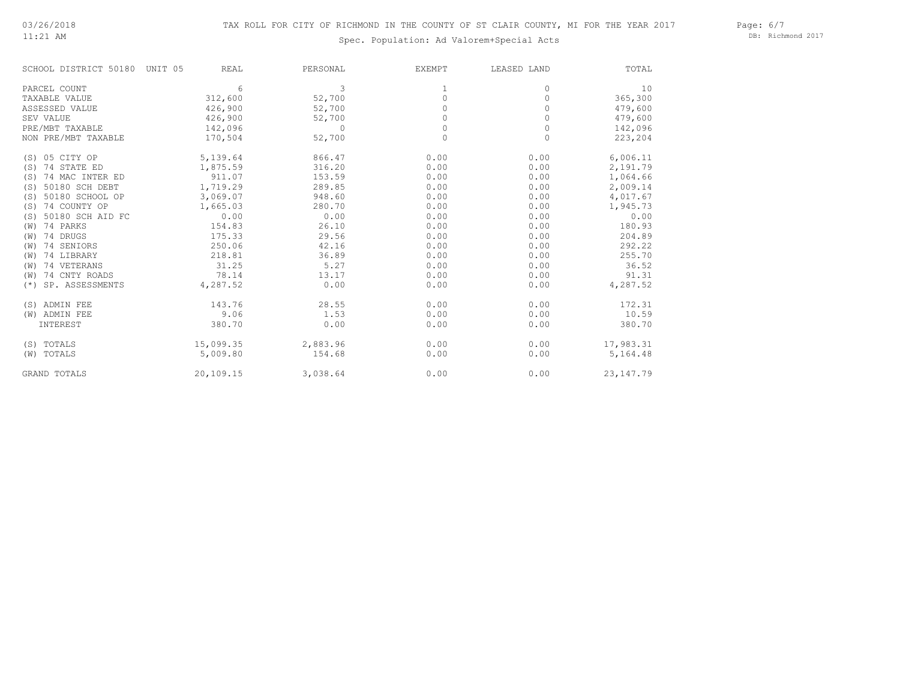03/26/2018
11:21 AM

TAX ROLL FOR CITY OF RICHMOND IN THE COUNTY OF ST CLAIR COUNTY, MI FOR THE YEAR 2017

Spec. Population: Ad Valorem+Special Acts

DB: Richmond 2017

| SCHOOL DISTRICT 50180 UNIT 05 | REAL | PERSONAL | EXEMPT | LEASED LAND | TOTAL |
|---|---|---|---|---|---|
| PARCEL COUNT | 6 | 3 | 1 | 0 | 10 |
| TAXABLE VALUE | 312,600 | 52,700 | 0 | 0 | 365,300 |
| ASSESSED VALUE | 426,900 | 52,700 | 0 | 0 | 479,600 |
| SEV VALUE | 426,900 | 52,700 | 0 | 0 | 479,600 |
| PRE/MBT TAXABLE | 142,096 | 0 | 0 | 0 | 142,096 |
| NON PRE/MBT TAXABLE | 170,504 | 52,700 | 0 | 0 | 223,204 |
| (S) 05 CITY OP | 5,139.64 | 866.47 | 0.00 | 0.00 | 6,006.11 |
| (S) 74 STATE ED | 1,875.59 | 316.20 | 0.00 | 0.00 | 2,191.79 |
| (S) 74 MAC INTER ED | 911.07 | 153.59 | 0.00 | 0.00 | 1,064.66 |
| (S) 50180 SCH DEBT | 1,719.29 | 289.85 | 0.00 | 0.00 | 2,009.14 |
| (S) 50180 SCHOOL OP | 3,069.07 | 948.60 | 0.00 | 0.00 | 4,017.67 |
| (S) 74 COUNTY OP | 1,665.03 | 280.70 | 0.00 | 0.00 | 1,945.73 |
| (S) 50180 SCH AID FC | 0.00 | 0.00 | 0.00 | 0.00 | 0.00 |
| (W) 74 PARKS | 154.83 | 26.10 | 0.00 | 0.00 | 180.93 |
| (W) 74 DRUGS | 175.33 | 29.56 | 0.00 | 0.00 | 204.89 |
| (W) 74 SENIORS | 250.06 | 42.16 | 0.00 | 0.00 | 292.22 |
| (W) 74 LIBRARY | 218.81 | 36.89 | 0.00 | 0.00 | 255.70 |
| (W) 74 VETERANS | 31.25 | 5.27 | 0.00 | 0.00 | 36.52 |
| (W) 74 CNTY ROADS | 78.14 | 13.17 | 0.00 | 0.00 | 91.31 |
| (*) SP. ASSESSMENTS | 4,287.52 | 0.00 | 0.00 | 0.00 | 4,287.52 |
| (S) ADMIN FEE | 143.76 | 28.55 | 0.00 | 0.00 | 172.31 |
| (W) ADMIN FEE | 9.06 | 1.53 | 0.00 | 0.00 | 10.59 |
| INTEREST | 380.70 | 0.00 | 0.00 | 0.00 | 380.70 |
| (S) TOTALS | 15,099.35 | 2,883.96 | 0.00 | 0.00 | 17,983.31 |
| (W) TOTALS | 5,009.80 | 154.68 | 0.00 | 0.00 | 5,164.48 |
| GRAND TOTALS | 20,109.15 | 3,038.64 | 0.00 | 0.00 | 23,147.79 |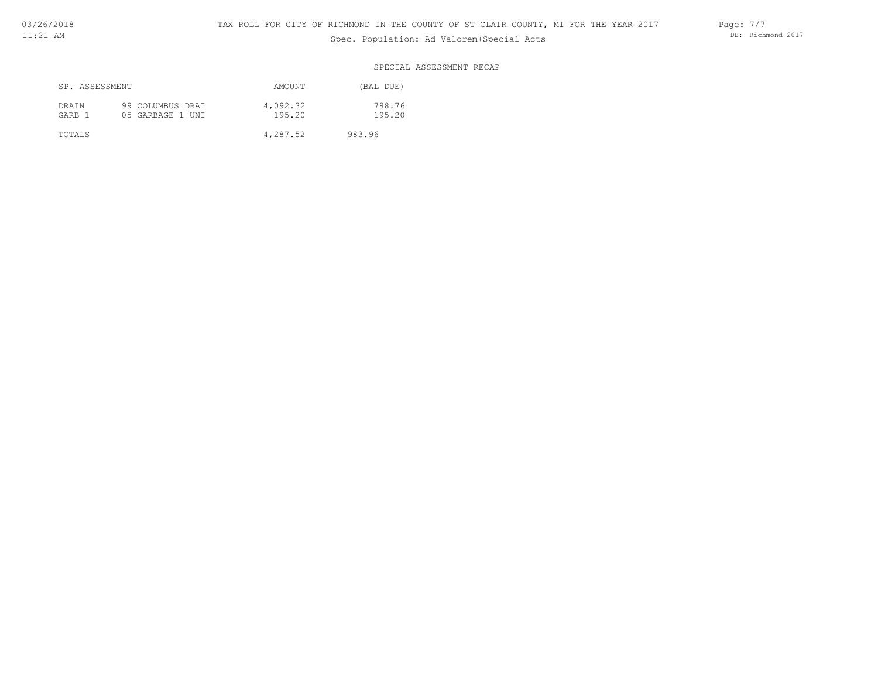# SPECIAL ASSESSMENT RECAP

| SP. ASSESSMENT | | AMOUNT | (BAL DUE) |
|---|---|---|---|
| DRAIN | 99 COLUMBUS DRAI | 4,092.32 | 788.76 |
| GARB 1 | 05 GARBAGE 1 UNI | 195.20 | 195.20 |
| TOTALS | | 4,287.52 | 983.96 |